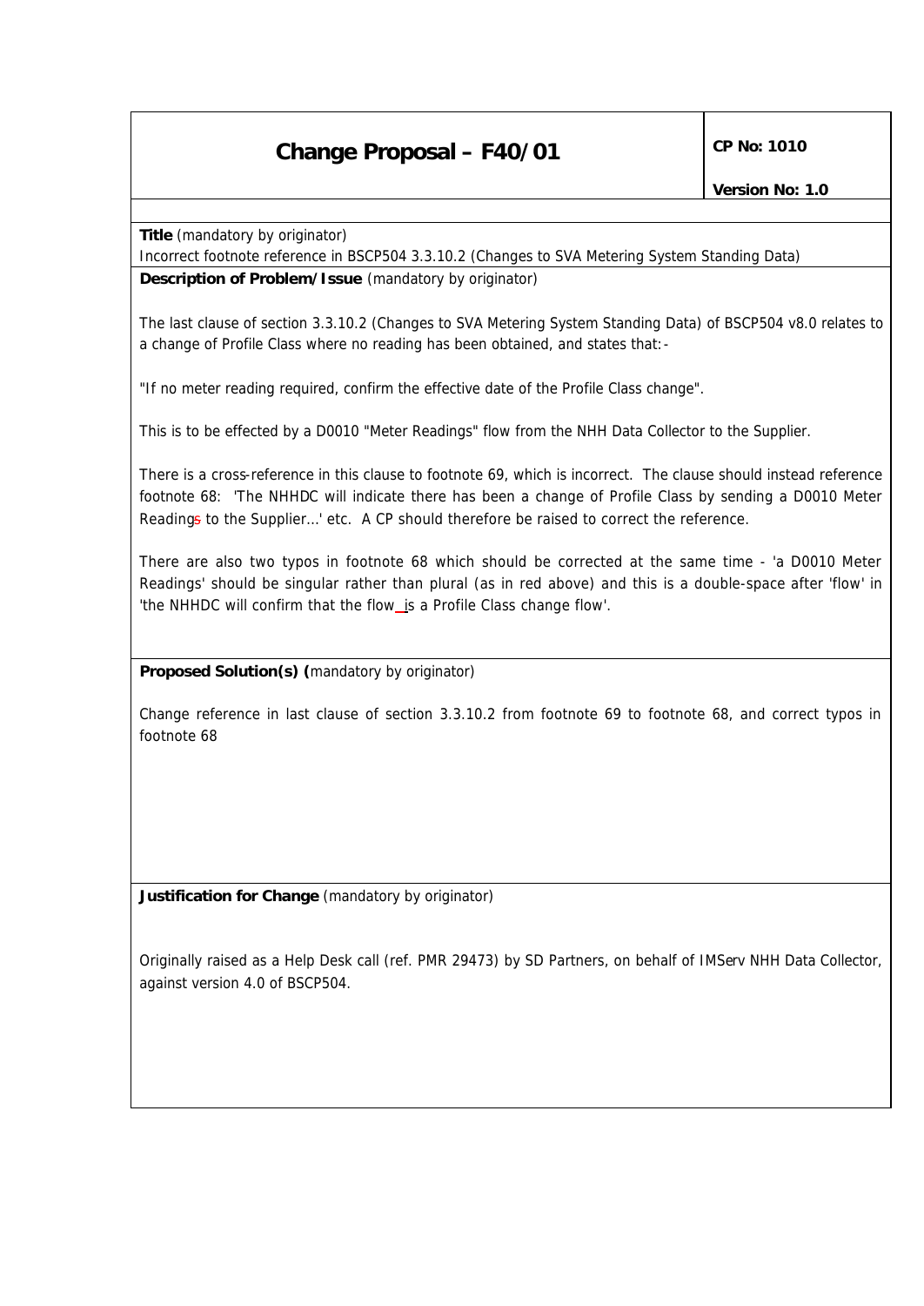# Change Proposal – F40/01

**CP No: 1010**

**Version No: 1.0**

**Title** (mandatory by originator)

Incorrect footnote reference in BSCP504 3.3.10.2 (Changes to SVA Metering System Standing Data)

**Description of Problem/Issue** (mandatory by originator)

The last clause of section 3.3.10.2 (Changes to SVA Metering System Standing Data) of BSCP504 v8.0 relates to a change of Profile Class where no reading has been obtained, and states that:-

"If no meter reading required, confirm the effective date of the Profile Class change".

This is to be effected by a D0010 "Meter Readings" flow from the NHH Data Collector to the Supplier.

There is a cross-reference in this clause to footnote 69, which is incorrect. The clause should instead reference footnote 68: 'The NHHDC will indicate there has been a change of Profile Class by sending a D0010 Meter Readings to the Supplier…' etc. A CP should therefore be raised to correct the reference.

There are also two typos in footnote 68 which should be corrected at the same time - 'a D0010 Meter Readings' should be singular rather than plural (as in red above) and this is a double-space after 'flow' in 'the NHHDC will confirm that the flow  is a Profile Class change flow'.

**Proposed Solution(s)** (mandatory by originator)

Change reference in last clause of section 3.3.10.2 from footnote 69 to footnote 68, and correct typos in footnote 68

**Justification for Change** (mandatory by originator)

Originally raised as a Help Desk call (ref. PMR 29473) by SD Partners, on behalf of IMServ NHH Data Collector, against version 4.0 of BSCP504.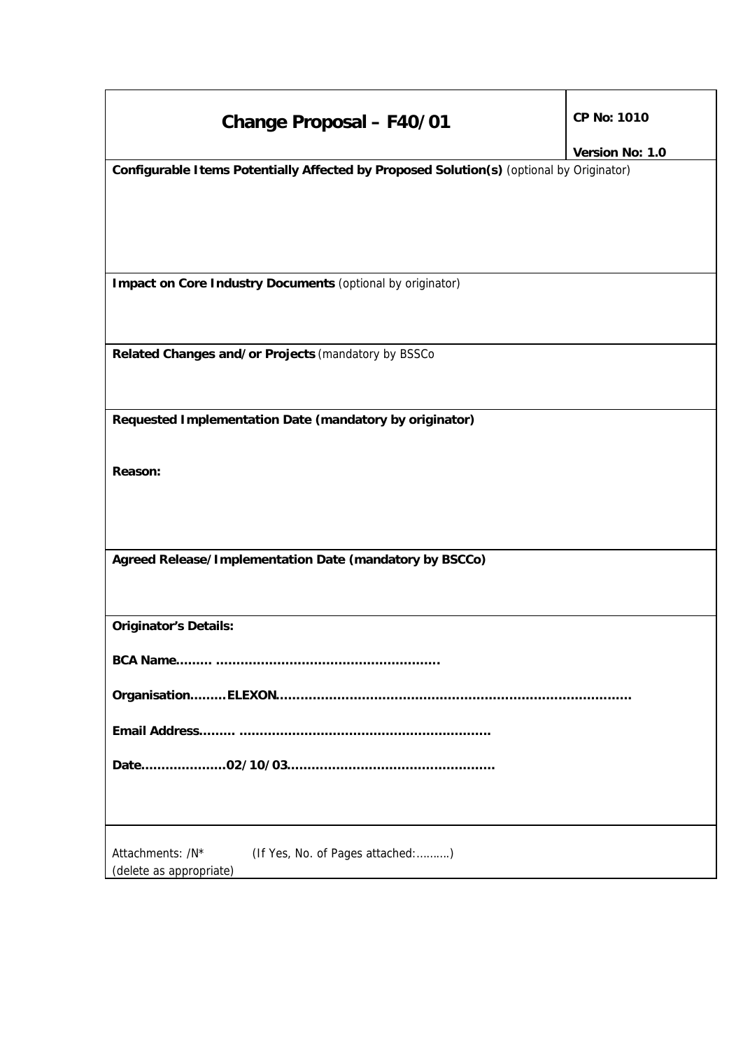| Change Proposal – F40/01 | CP No: 1010<br><br>Version No: 1.0 |
|---|---|

**Configurable Items Potentially Affected by Proposed Solution(s)** (optional by Originator)

**Impact on Core Industry Documents** (optional by originator)

**Related Changes and/or Projects** (mandatory by BSSCo

**Requested Implementation Date (mandatory by originator)**

**Reason:**

**Agreed Release/Implementation Date (mandatory by BSCCo)**

**Originator's Details:**

**BCA Name……… ……………………………………………….**

**Organisation………ELEXON……………………………………………………………………….**

**Email Address……… …………………………………………………….**

**Date…………………02/10/03………………………………………….**

Attachments: /N* (If Yes, No. of Pages attached:……….)
(delete as appropriate)